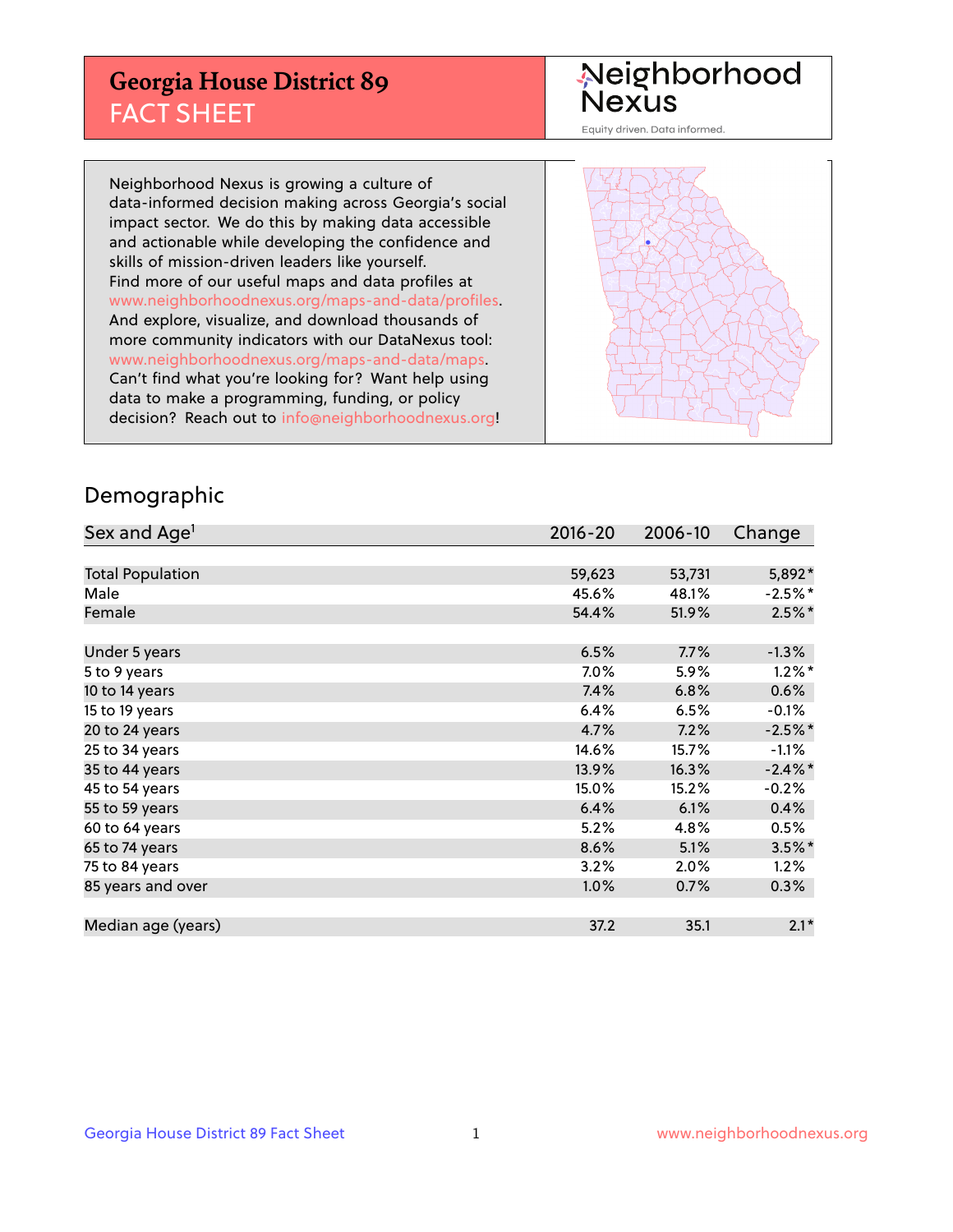# Georgia House District 89
## FACT SHEET

Neighborhood Nexus

Equity driven. Data informed.

Neighborhood Nexus is growing a culture of data-informed decision making across Georgia's social impact sector. We do this by making data accessible and actionable while developing the confidence and skills of mission-driven leaders like yourself. Find more of our useful maps and data profiles at www.neighborhoodnexus.org/maps-and-data/profiles. And explore, visualize, and download thousands of more community indicators with our DataNexus tool: www.neighborhoodnexus.org/maps-and-data/maps. Can't find what you're looking for? Want help using data to make a programming, funding, or policy decision? Reach out to info@neighborhoodnexus.org!

## Demographic

| Sex and Age[1] | 2016-20 | 2006-10 | Change |
|---|---|---|---|
| Total Population | 59,623 | 53,731 | 5,892* |
| Male | 45.6% | 48.1% | -2.5%* |
| Female | 54.4% | 51.9% | 2.5%* |
| | | | |
| Under 5 years | 6.5% | 7.7% | -1.3% |
| 5 to 9 years | 7.0% | 5.9% | 1.2%* |
| 10 to 14 years | 7.4% | 6.8% | 0.6% |
| 15 to 19 years | 6.4% | 6.5% | -0.1% |
| 20 to 24 years | 4.7% | 7.2% | -2.5%* |
| 25 to 34 years | 14.6% | 15.7% | -1.1% |
| 35 to 44 years | 13.9% | 16.3% | -2.4%* |
| 45 to 54 years | 15.0% | 15.2% | -0.2% |
| 55 to 59 years | 6.4% | 6.1% | 0.4% |
| 60 to 64 years | 5.2% | 4.8% | 0.5% |
| 65 to 74 years | 8.6% | 5.1% | 3.5%* |
| 75 to 84 years | 3.2% | 2.0% | 1.2% |
| 85 years and over | 1.0% | 0.7% | 0.3% |
| | | | |
| Median age (years) | 37.2 | 35.1 | 2.1* |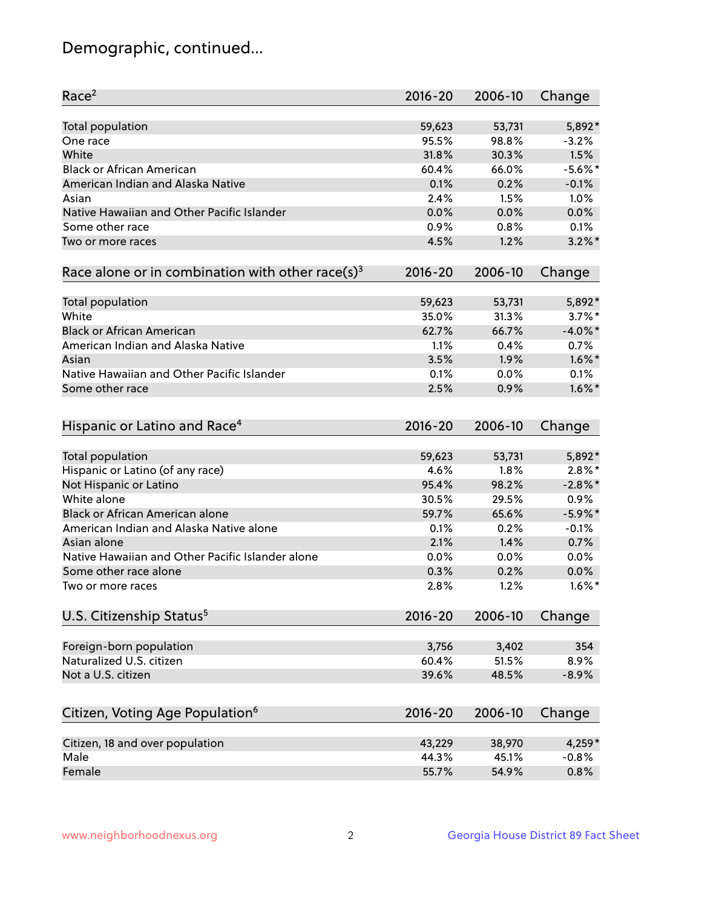# Demographic, continued...

| Race[2] | 2016-20 | 2006-10 | Change |
|---|---|---|---|
| Total population | 59,623 | 53,731 | 5,892* |
| One race | 95.5% | 98.8% | -3.2% |
| White | 31.8% | 30.3% | 1.5% |
| Black or African American | 60.4% | 66.0% | -5.6%* |
| American Indian and Alaska Native | 0.1% | 0.2% | -0.1% |
| Asian | 2.4% | 1.5% | 1.0% |
| Native Hawaiian and Other Pacific Islander | 0.0% | 0.0% | 0.0% |
| Some other race | 0.9% | 0.8% | 0.1% |
| Two or more races | 4.5% | 1.2% | 3.2%* |

| Race alone or in combination with other race(s)[3] | 2016-20 | 2006-10 | Change |
|---|---|---|---|
| Total population | 59,623 | 53,731 | 5,892* |
| White | 35.0% | 31.3% | 3.7%* |
| Black or African American | 62.7% | 66.7% | -4.0%* |
| American Indian and Alaska Native | 1.1% | 0.4% | 0.7% |
| Asian | 3.5% | 1.9% | 1.6%* |
| Native Hawaiian and Other Pacific Islander | 0.1% | 0.0% | 0.1% |
| Some other race | 2.5% | 0.9% | 1.6%* |

| Hispanic or Latino and Race[4] | 2016-20 | 2006-10 | Change |
|---|---|---|---|
| Total population | 59,623 | 53,731 | 5,892* |
| Hispanic or Latino (of any race) | 4.6% | 1.8% | 2.8%* |
| Not Hispanic or Latino | 95.4% | 98.2% | -2.8%* |
| White alone | 30.5% | 29.5% | 0.9% |
| Black or African American alone | 59.7% | 65.6% | -5.9%* |
| American Indian and Alaska Native alone | 0.1% | 0.2% | -0.1% |
| Asian alone | 2.1% | 1.4% | 0.7% |
| Native Hawaiian and Other Pacific Islander alone | 0.0% | 0.0% | 0.0% |
| Some other race alone | 0.3% | 0.2% | 0.0% |
| Two or more races | 2.8% | 1.2% | 1.6%* |

| U.S. Citizenship Status[5] | 2016-20 | 2006-10 | Change |
|---|---|---|---|
| Foreign-born population | 3,756 | 3,402 | 354 |
| Naturalized U.S. citizen | 60.4% | 51.5% | 8.9% |
| Not a U.S. citizen | 39.6% | 48.5% | -8.9% |

| Citizen, Voting Age Population[6] | 2016-20 | 2006-10 | Change |
|---|---|---|---|
| Citizen, 18 and over population | 43,229 | 38,970 | 4,259* |
| Male | 44.3% | 45.1% | -0.8% |
| Female | 55.7% | 54.9% | 0.8% |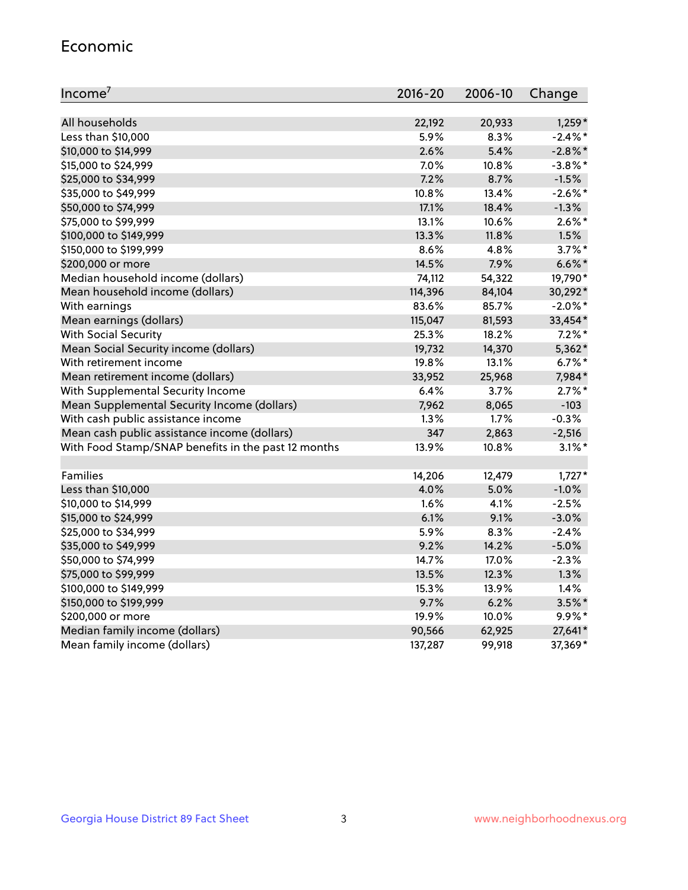## Economic

| Income[7] | 2016-20 | 2006-10 | Change |
|---|---|---|---|
| All households | 22,192 | 20,933 | 1,259* |
| Less than $10,000 | 5.9% | 8.3% | -2.4%* |
| $10,000 to $14,999 | 2.6% | 5.4% | -2.8%* |
| $15,000 to $24,999 | 7.0% | 10.8% | -3.8%* |
| $25,000 to $34,999 | 7.2% | 8.7% | -1.5% |
| $35,000 to $49,999 | 10.8% | 13.4% | -2.6%* |
| $50,000 to $74,999 | 17.1% | 18.4% | -1.3% |
| $75,000 to $99,999 | 13.1% | 10.6% | 2.6%* |
| $100,000 to $149,999 | 13.3% | 11.8% | 1.5% |
| $150,000 to $199,999 | 8.6% | 4.8% | 3.7%* |
| $200,000 or more | 14.5% | 7.9% | 6.6%* |
| Median household income (dollars) | 74,112 | 54,322 | 19,790* |
| Mean household income (dollars) | 114,396 | 84,104 | 30,292* |
| With earnings | 83.6% | 85.7% | -2.0%* |
| Mean earnings (dollars) | 115,047 | 81,593 | 33,454* |
| With Social Security | 25.3% | 18.2% | 7.2%* |
| Mean Social Security income (dollars) | 19,732 | 14,370 | 5,362* |
| With retirement income | 19.8% | 13.1% | 6.7%* |
| Mean retirement income (dollars) | 33,952 | 25,968 | 7,984* |
| With Supplemental Security Income | 6.4% | 3.7% | 2.7%* |
| Mean Supplemental Security Income (dollars) | 7,962 | 8,065 | -103 |
| With cash public assistance income | 1.3% | 1.7% | -0.3% |
| Mean cash public assistance income (dollars) | 347 | 2,863 | -2,516 |
| With Food Stamp/SNAP benefits in the past 12 months | 13.9% | 10.8% | 3.1%* |
| | | | |
| Families | 14,206 | 12,479 | 1,727* |
| Less than $10,000 | 4.0% | 5.0% | -1.0% |
| $10,000 to $14,999 | 1.6% | 4.1% | -2.5% |
| $15,000 to $24,999 | 6.1% | 9.1% | -3.0% |
| $25,000 to $34,999 | 5.9% | 8.3% | -2.4% |
| $35,000 to $49,999 | 9.2% | 14.2% | -5.0% |
| $50,000 to $74,999 | 14.7% | 17.0% | -2.3% |
| $75,000 to $99,999 | 13.5% | 12.3% | 1.3% |
| $100,000 to $149,999 | 15.3% | 13.9% | 1.4% |
| $150,000 to $199,999 | 9.7% | 6.2% | 3.5%* |
| $200,000 or more | 19.9% | 10.0% | 9.9%* |
| Median family income (dollars) | 90,566 | 62,925 | 27,641* |
| Mean family income (dollars) | 137,287 | 99,918 | 37,369* |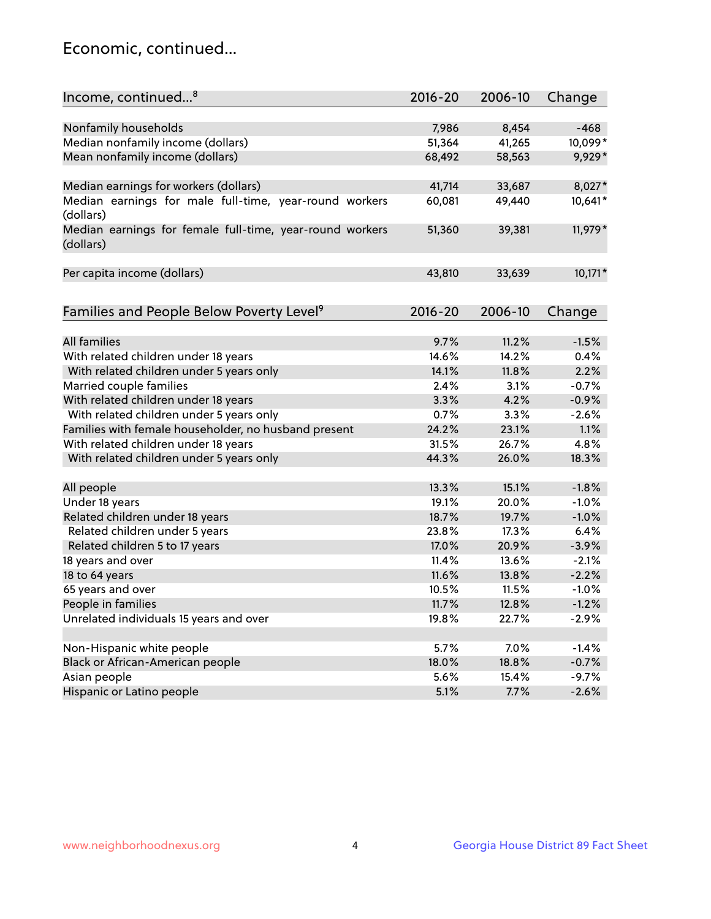## Economic, continued...

| Income, continued...[8] | 2016-20 | 2006-10 | Change |
|---|---|---|---|
| Nonfamily households | 7,986 | 8,454 | -468 |
| Median nonfamily income (dollars) | 51,364 | 41,265 | 10,099* |
| Mean nonfamily income (dollars) | 68,492 | 58,563 | 9,929* |
| Median earnings for workers (dollars) | 41,714 | 33,687 | 8,027* |
| Median earnings for male full-time, year-round workers (dollars) | 60,081 | 49,440 | 10,641* |
| Median earnings for female full-time, year-round workers (dollars) | 51,360 | 39,381 | 11,979* |
| Per capita income (dollars) | 43,810 | 33,639 | 10,171* |

| Families and People Below Poverty Level[9] | 2016-20 | 2006-10 | Change |
|---|---|---|---|
| All families | 9.7% | 11.2% | -1.5% |
| With related children under 18 years | 14.6% | 14.2% | 0.4% |
| With related children under 5 years only | 14.1% | 11.8% | 2.2% |
| Married couple families | 2.4% | 3.1% | -0.7% |
| With related children under 18 years | 3.3% | 4.2% | -0.9% |
| With related children under 5 years only | 0.7% | 3.3% | -2.6% |
| Families with female householder, no husband present | 24.2% | 23.1% | 1.1% |
| With related children under 18 years | 31.5% | 26.7% | 4.8% |
| With related children under 5 years only | 44.3% | 26.0% | 18.3% |
| All people | 13.3% | 15.1% | -1.8% |
| Under 18 years | 19.1% | 20.0% | -1.0% |
| Related children under 18 years | 18.7% | 19.7% | -1.0% |
| Related children under 5 years | 23.8% | 17.3% | 6.4% |
| Related children 5 to 17 years | 17.0% | 20.9% | -3.9% |
| 18 years and over | 11.4% | 13.6% | -2.1% |
| 18 to 64 years | 11.6% | 13.8% | -2.2% |
| 65 years and over | 10.5% | 11.5% | -1.0% |
| People in families | 11.7% | 12.8% | -1.2% |
| Unrelated individuals 15 years and over | 19.8% | 22.7% | -2.9% |
| Non-Hispanic white people | 5.7% | 7.0% | -1.4% |
| Black or African-American people | 18.0% | 18.8% | -0.7% |
| Asian people | 5.6% | 15.4% | -9.7% |
| Hispanic or Latino people | 5.1% | 7.7% | -2.6% |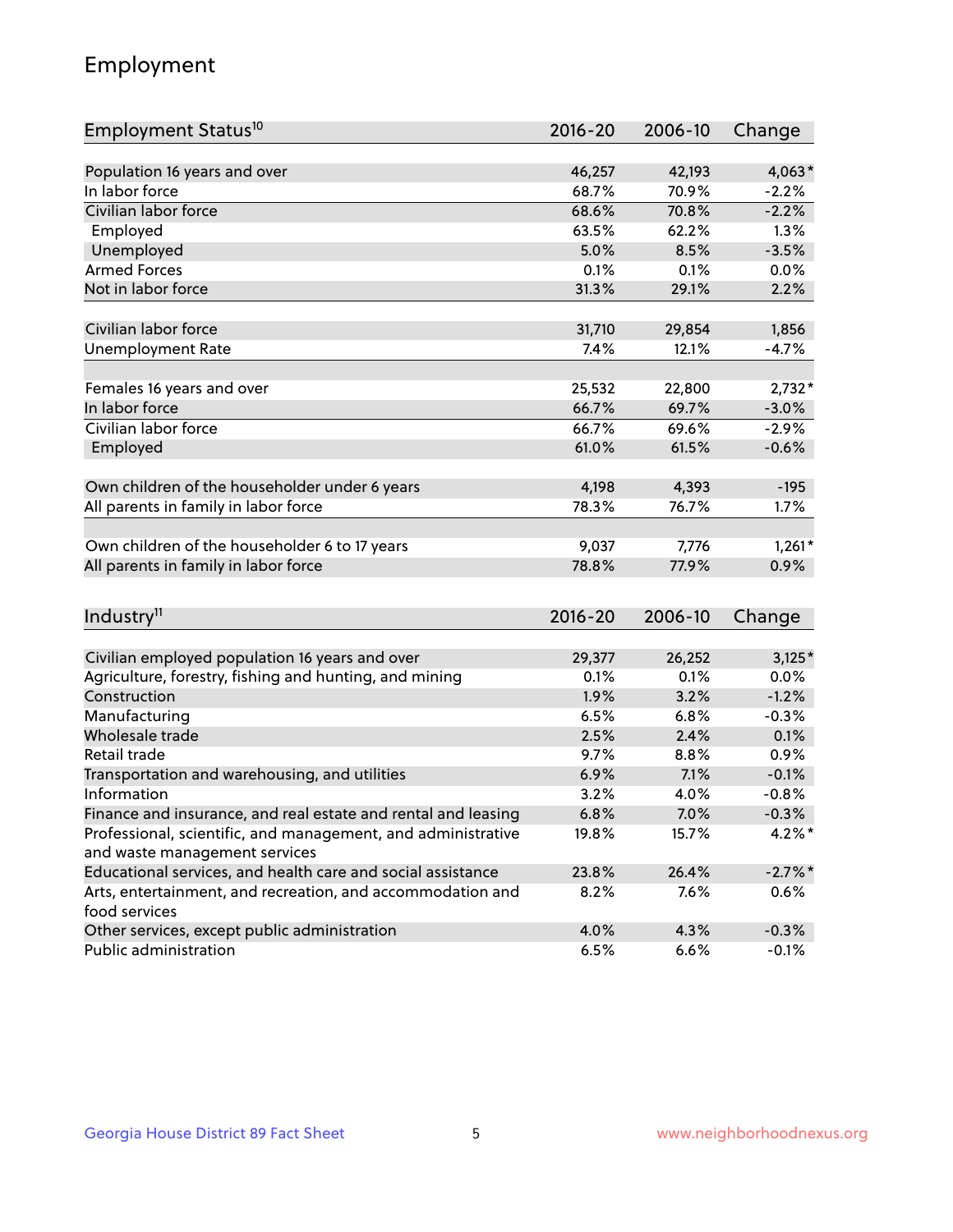# Employment

| Employment Status[10] | 2016-20 | 2006-10 | Change |
|---|---|---|---|
| Population 16 years and over | 46,257 | 42,193 | 4,063* |
| In labor force | 68.7% | 70.9% | -2.2% |
| Civilian labor force | 68.6% | 70.8% | -2.2% |
| Employed | 63.5% | 62.2% | 1.3% |
| Unemployed | 5.0% | 8.5% | -3.5% |
| Armed Forces | 0.1% | 0.1% | 0.0% |
| Not in labor force | 31.3% | 29.1% | 2.2% |
| | | | |
| Civilian labor force | 31,710 | 29,854 | 1,856 |
| Unemployment Rate | 7.4% | 12.1% | -4.7% |
| | | | |
| Females 16 years and over | 25,532 | 22,800 | 2,732* |
| In labor force | 66.7% | 69.7% | -3.0% |
| Civilian labor force | 66.7% | 69.6% | -2.9% |
| Employed | 61.0% | 61.5% | -0.6% |
| | | | |
| Own children of the householder under 6 years | 4,198 | 4,393 | -195 |
| All parents in family in labor force | 78.3% | 76.7% | 1.7% |
| | | | |
| Own children of the householder 6 to 17 years | 9,037 | 7,776 | 1,261* |
| All parents in family in labor force | 78.8% | 77.9% | 0.9% |

| Industry[11] | 2016-20 | 2006-10 | Change |
|---|---|---|---|
| Civilian employed population 16 years and over | 29,377 | 26,252 | 3,125* |
| Agriculture, forestry, fishing and hunting, and mining | 0.1% | 0.1% | 0.0% |
| Construction | 1.9% | 3.2% | -1.2% |
| Manufacturing | 6.5% | 6.8% | -0.3% |
| Wholesale trade | 2.5% | 2.4% | 0.1% |
| Retail trade | 9.7% | 8.8% | 0.9% |
| Transportation and warehousing, and utilities | 6.9% | 7.1% | -0.1% |
| Information | 3.2% | 4.0% | -0.8% |
| Finance and insurance, and real estate and rental and leasing | 6.8% | 7.0% | -0.3% |
| Professional, scientific, and management, and administrative and waste management services | 19.8% | 15.7% | 4.2%* |
| Educational services, and health care and social assistance | 23.8% | 26.4% | -2.7%* |
| Arts, entertainment, and recreation, and accommodation and food services | 8.2% | 7.6% | 0.6% |
| Other services, except public administration | 4.0% | 4.3% | -0.3% |
| Public administration | 6.5% | 6.6% | -0.1% |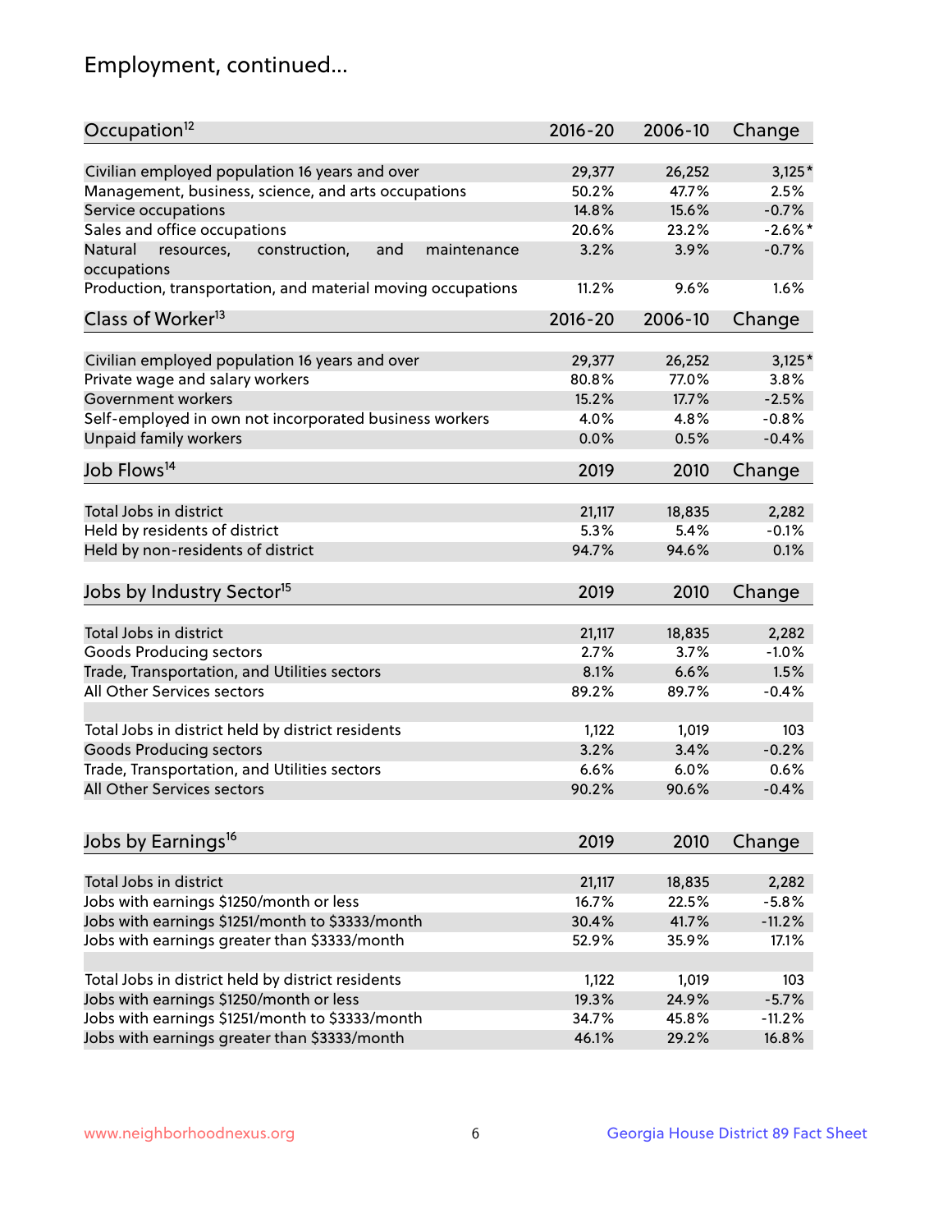## Employment, continued...

| Occupation[12] | 2016-20 | 2006-10 | Change |
|---|---|---|---|
| Civilian employed population 16 years and over | 29,377 | 26,252 | 3,125* |
| Management, business, science, and arts occupations | 50.2% | 47.7% | 2.5% |
| Service occupations | 14.8% | 15.6% | -0.7% |
| Sales and office occupations | 20.6% | 23.2% | -2.6%* |
| Natural resources, construction, and maintenance occupations | 3.2% | 3.9% | -0.7% |
| Production, transportation, and material moving occupations | 11.2% | 9.6% | 1.6% |

| Class of Worker[13] | 2016-20 | 2006-10 | Change |
|---|---|---|---|
| Civilian employed population 16 years and over | 29,377 | 26,252 | 3,125* |
| Private wage and salary workers | 80.8% | 77.0% | 3.8% |
| Government workers | 15.2% | 17.7% | -2.5% |
| Self-employed in own not incorporated business workers | 4.0% | 4.8% | -0.8% |
| Unpaid family workers | 0.0% | 0.5% | -0.4% |

| Job Flows[14] | 2019 | 2010 | Change |
|---|---|---|---|
| Total Jobs in district | 21,117 | 18,835 | 2,282 |
| Held by residents of district | 5.3% | 5.4% | -0.1% |
| Held by non-residents of district | 94.7% | 94.6% | 0.1% |

| Jobs by Industry Sector[15] | 2019 | 2010 | Change |
|---|---|---|---|
| Total Jobs in district | 21,117 | 18,835 | 2,282 |
| Goods Producing sectors | 2.7% | 3.7% | -1.0% |
| Trade, Transportation, and Utilities sectors | 8.1% | 6.6% | 1.5% |
| All Other Services sectors | 89.2% | 89.7% | -0.4% |
| | | | |
| Total Jobs in district held by district residents | 1,122 | 1,019 | 103 |
| Goods Producing sectors | 3.2% | 3.4% | -0.2% |
| Trade, Transportation, and Utilities sectors | 6.6% | 6.0% | 0.6% |
| All Other Services sectors | 90.2% | 90.6% | -0.4% |

| Jobs by Earnings[16] | 2019 | 2010 | Change |
|---|---|---|---|
| Total Jobs in district | 21,117 | 18,835 | 2,282 |
| Jobs with earnings $1250/month or less | 16.7% | 22.5% | -5.8% |
| Jobs with earnings $1251/month to $3333/month | 30.4% | 41.7% | -11.2% |
| Jobs with earnings greater than $3333/month | 52.9% | 35.9% | 17.1% |
| | | | |
| Total Jobs in district held by district residents | 1,122 | 1,019 | 103 |
| Jobs with earnings $1250/month or less | 19.3% | 24.9% | -5.7% |
| Jobs with earnings $1251/month to $3333/month | 34.7% | 45.8% | -11.2% |
| Jobs with earnings greater than $3333/month | 46.1% | 29.2% | 16.8% |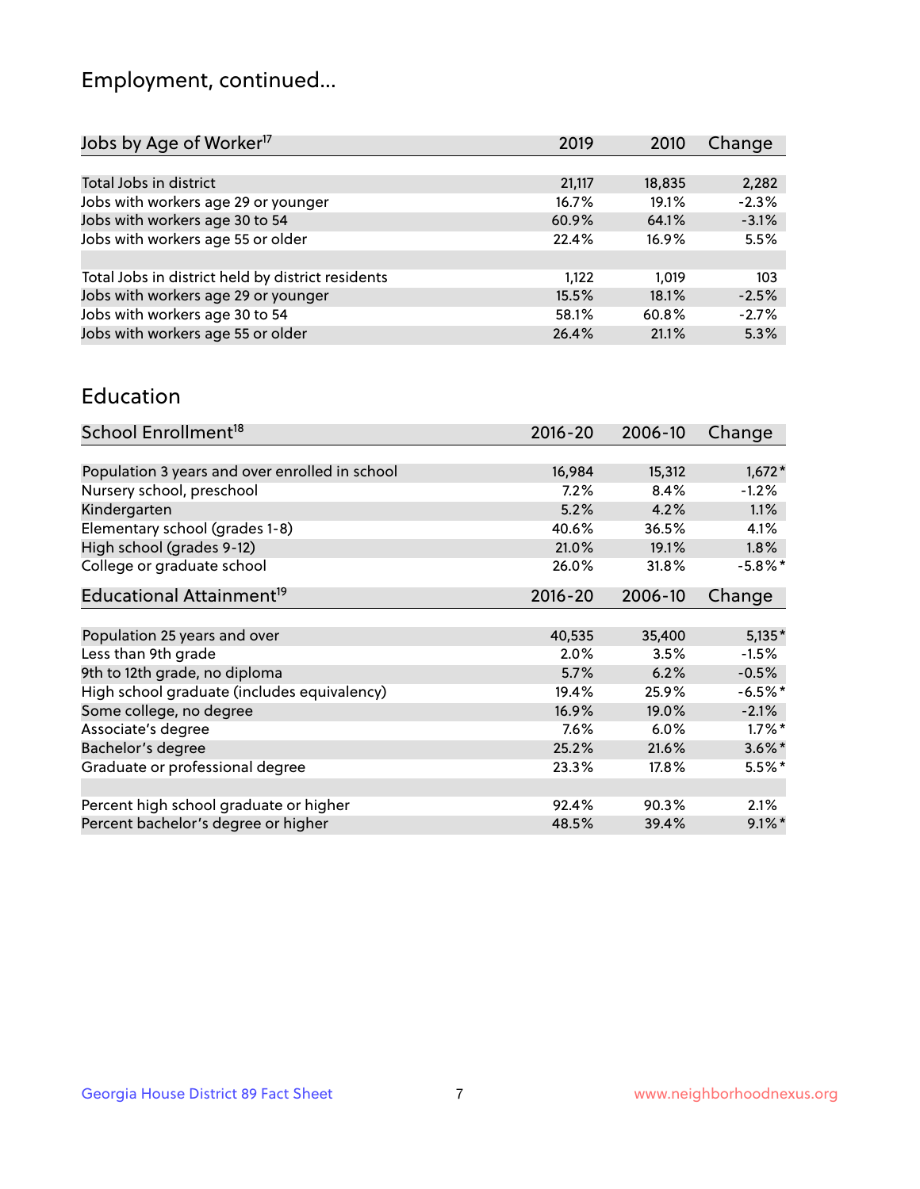# Employment, continued...

| Jobs by Age of Worker[17] | 2019 | 2010 | Change |
|---|---|---|---|
| | | | |
| Total Jobs in district | 21,117 | 18,835 | 2,282 |
| Jobs with workers age 29 or younger | 16.7% | 19.1% | -2.3% |
| Jobs with workers age 30 to 54 | 60.9% | 64.1% | -3.1% |
| Jobs with workers age 55 or older | 22.4% | 16.9% | 5.5% |
| | | | |
| Total Jobs in district held by district residents | 1,122 | 1,019 | 103 |
| Jobs with workers age 29 or younger | 15.5% | 18.1% | -2.5% |
| Jobs with workers age 30 to 54 | 58.1% | 60.8% | -2.7% |
| Jobs with workers age 55 or older | 26.4% | 21.1% | 5.3% |

## Education

| School Enrollment[18] | 2016-20 | 2006-10 | Change |
|---|---|---|---|
| | | | |
| Population 3 years and over enrolled in school | 16,984 | 15,312 | 1,672* |
| Nursery school, preschool | 7.2% | 8.4% | -1.2% |
| Kindergarten | 5.2% | 4.2% | 1.1% |
| Elementary school (grades 1-8) | 40.6% | 36.5% | 4.1% |
| High school (grades 9-12) | 21.0% | 19.1% | 1.8% |
| College or graduate school | 26.0% | 31.8% | -5.8%* |

| Educational Attainment[19] | 2016-20 | 2006-10 | Change |
|---|---|---|---|
| | | | |
| Population 25 years and over | 40,535 | 35,400 | 5,135* |
| Less than 9th grade | 2.0% | 3.5% | -1.5% |
| 9th to 12th grade, no diploma | 5.7% | 6.2% | -0.5% |
| High school graduate (includes equivalency) | 19.4% | 25.9% | -6.5%* |
| Some college, no degree | 16.9% | 19.0% | -2.1% |
| Associate's degree | 7.6% | 6.0% | 1.7%* |
| Bachelor's degree | 25.2% | 21.6% | 3.6%* |
| Graduate or professional degree | 23.3% | 17.8% | 5.5%* |
| | | | |
| Percent high school graduate or higher | 92.4% | 90.3% | 2.1% |
| Percent bachelor's degree or higher | 48.5% | 39.4% | 9.1%* |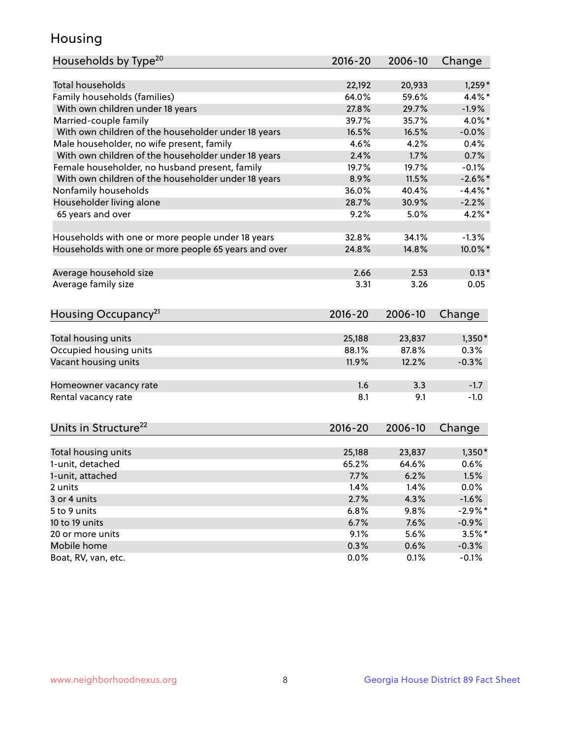# Housing

| Households by Type[20] | 2016-20 | 2006-10 | Change |
|---|---|---|---|
| Total households | 22,192 | 20,933 | 1,259* |
| Family households (families) | 64.0% | 59.6% | 4.4%* |
| With own children under 18 years | 27.8% | 29.7% | -1.9% |
| Married-couple family | 39.7% | 35.7% | 4.0%* |
| With own children of the householder under 18 years | 16.5% | 16.5% | -0.0% |
| Male householder, no wife present, family | 4.6% | 4.2% | 0.4% |
| With own children of the householder under 18 years | 2.4% | 1.7% | 0.7% |
| Female householder, no husband present, family | 19.7% | 19.7% | -0.1% |
| With own children of the householder under 18 years | 8.9% | 11.5% | -2.6%* |
| Nonfamily households | 36.0% | 40.4% | -4.4%* |
| Householder living alone | 28.7% | 30.9% | -2.2% |
| 65 years and over | 9.2% | 5.0% | 4.2%* |
| | | | |
| Households with one or more people under 18 years | 32.8% | 34.1% | -1.3% |
| Households with one or more people 65 years and over | 24.8% | 14.8% | 10.0%* |
| | | | |
| Average household size | 2.66 | 2.53 | 0.13* |
| Average family size | 3.31 | 3.26 | 0.05 |

| Housing Occupancy[21] | 2016-20 | 2006-10 | Change |
|---|---|---|---|
| Total housing units | 25,188 | 23,837 | 1,350* |
| Occupied housing units | 88.1% | 87.8% | 0.3% |
| Vacant housing units | 11.9% | 12.2% | -0.3% |
| | | | |
| Homeowner vacancy rate | 1.6 | 3.3 | -1.7 |
| Rental vacancy rate | 8.1 | 9.1 | -1.0 |

| Units in Structure[22] | 2016-20 | 2006-10 | Change |
|---|---|---|---|
| Total housing units | 25,188 | 23,837 | 1,350* |
| 1-unit, detached | 65.2% | 64.6% | 0.6% |
| 1-unit, attached | 7.7% | 6.2% | 1.5% |
| 2 units | 1.4% | 1.4% | 0.0% |
| 3 or 4 units | 2.7% | 4.3% | -1.6% |
| 5 to 9 units | 6.8% | 9.8% | -2.9%* |
| 10 to 19 units | 6.7% | 7.6% | -0.9% |
| 20 or more units | 9.1% | 5.6% | 3.5%* |
| Mobile home | 0.3% | 0.6% | -0.3% |
| Boat, RV, van, etc. | 0.0% | 0.1% | -0.1% |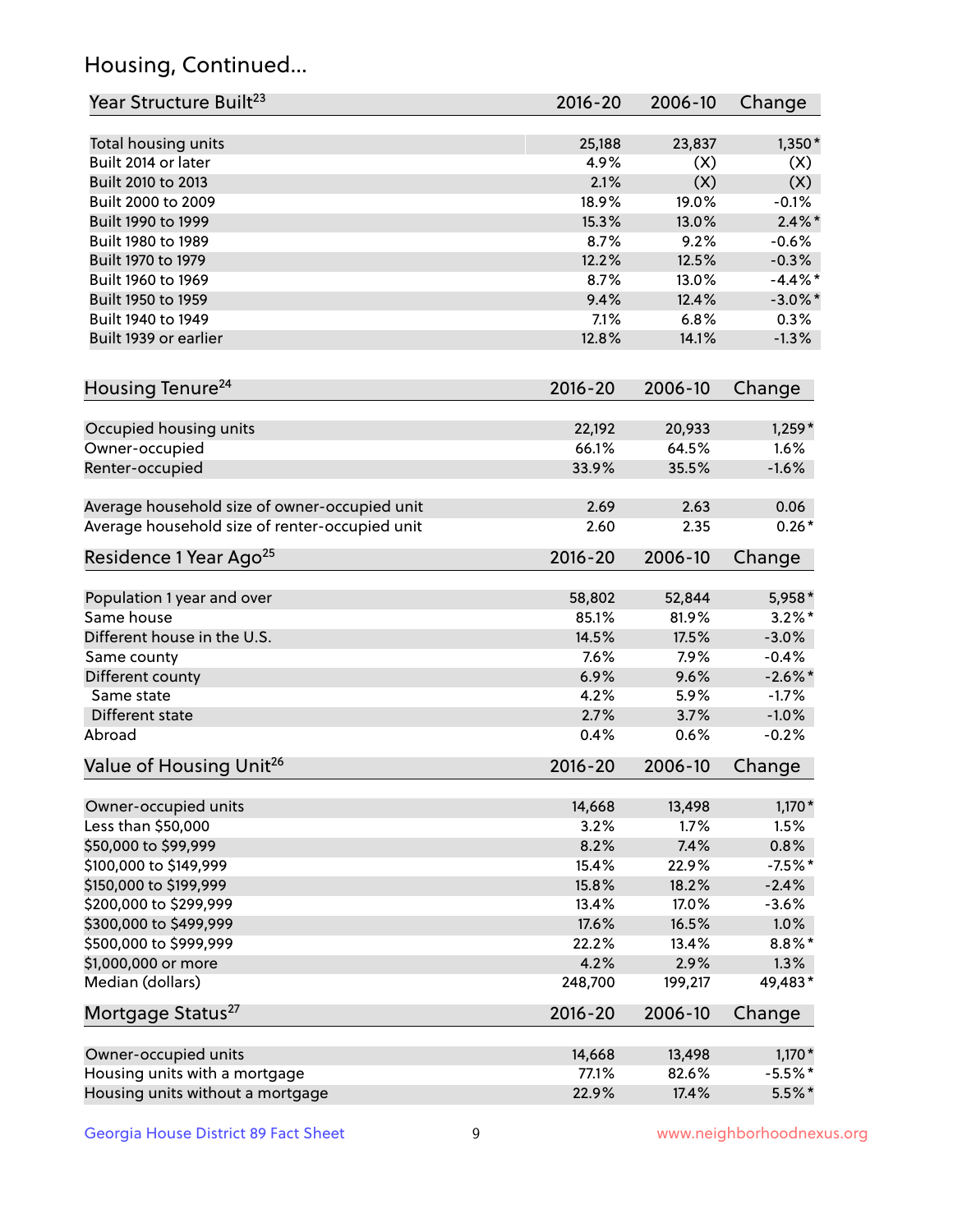## Housing, Continued...

| Year Structure Built[23] | 2016-20 | 2006-10 | Change |
|---|---|---|---|
| Total housing units | 25,188 | 23,837 | 1,350* |
| Built 2014 or later | 4.9% | (X) | (X) |
| Built 2010 to 2013 | 2.1% | (X) | (X) |
| Built 2000 to 2009 | 18.9% | 19.0% | -0.1% |
| Built 1990 to 1999 | 15.3% | 13.0% | 2.4%* |
| Built 1980 to 1989 | 8.7% | 9.2% | -0.6% |
| Built 1970 to 1979 | 12.2% | 12.5% | -0.3% |
| Built 1960 to 1969 | 8.7% | 13.0% | -4.4%* |
| Built 1950 to 1959 | 9.4% | 12.4% | -3.0%* |
| Built 1940 to 1949 | 7.1% | 6.8% | 0.3% |
| Built 1939 or earlier | 12.8% | 14.1% | -1.3% |

| Housing Tenure[24] | 2016-20 | 2006-10 | Change |
|---|---|---|---|
| Occupied housing units | 22,192 | 20,933 | 1,259* |
| Owner-occupied | 66.1% | 64.5% | 1.6% |
| Renter-occupied | 33.9% | 35.5% | -1.6% |
| Average household size of owner-occupied unit | 2.69 | 2.63 | 0.06 |
| Average household size of renter-occupied unit | 2.60 | 2.35 | 0.26* |

| Residence 1 Year Ago[25] | 2016-20 | 2006-10 | Change |
|---|---|---|---|
| Population 1 year and over | 58,802 | 52,844 | 5,958* |
| Same house | 85.1% | 81.9% | 3.2%* |
| Different house in the U.S. | 14.5% | 17.5% | -3.0% |
| Same county | 7.6% | 7.9% | -0.4% |
| Different county | 6.9% | 9.6% | -2.6%* |
| Same state | 4.2% | 5.9% | -1.7% |
| Different state | 2.7% | 3.7% | -1.0% |
| Abroad | 0.4% | 0.6% | -0.2% |

| Value of Housing Unit[26] | 2016-20 | 2006-10 | Change |
|---|---|---|---|
| Owner-occupied units | 14,668 | 13,498 | 1,170* |
| Less than $50,000 | 3.2% | 1.7% | 1.5% |
| $50,000 to $99,999 | 8.2% | 7.4% | 0.8% |
| $100,000 to $149,999 | 15.4% | 22.9% | -7.5%* |
| $150,000 to $199,999 | 15.8% | 18.2% | -2.4% |
| $200,000 to $299,999 | 13.4% | 17.0% | -3.6% |
| $300,000 to $499,999 | 17.6% | 16.5% | 1.0% |
| $500,000 to $999,999 | 22.2% | 13.4% | 8.8%* |
| $1,000,000 or more | 4.2% | 2.9% | 1.3% |
| Median (dollars) | 248,700 | 199,217 | 49,483* |

| Mortgage Status[27] | 2016-20 | 2006-10 | Change |
|---|---|---|---|
| Owner-occupied units | 14,668 | 13,498 | 1,170* |
| Housing units with a mortgage | 77.1% | 82.6% | -5.5%* |
| Housing units without a mortgage | 22.9% | 17.4% | 5.5%* |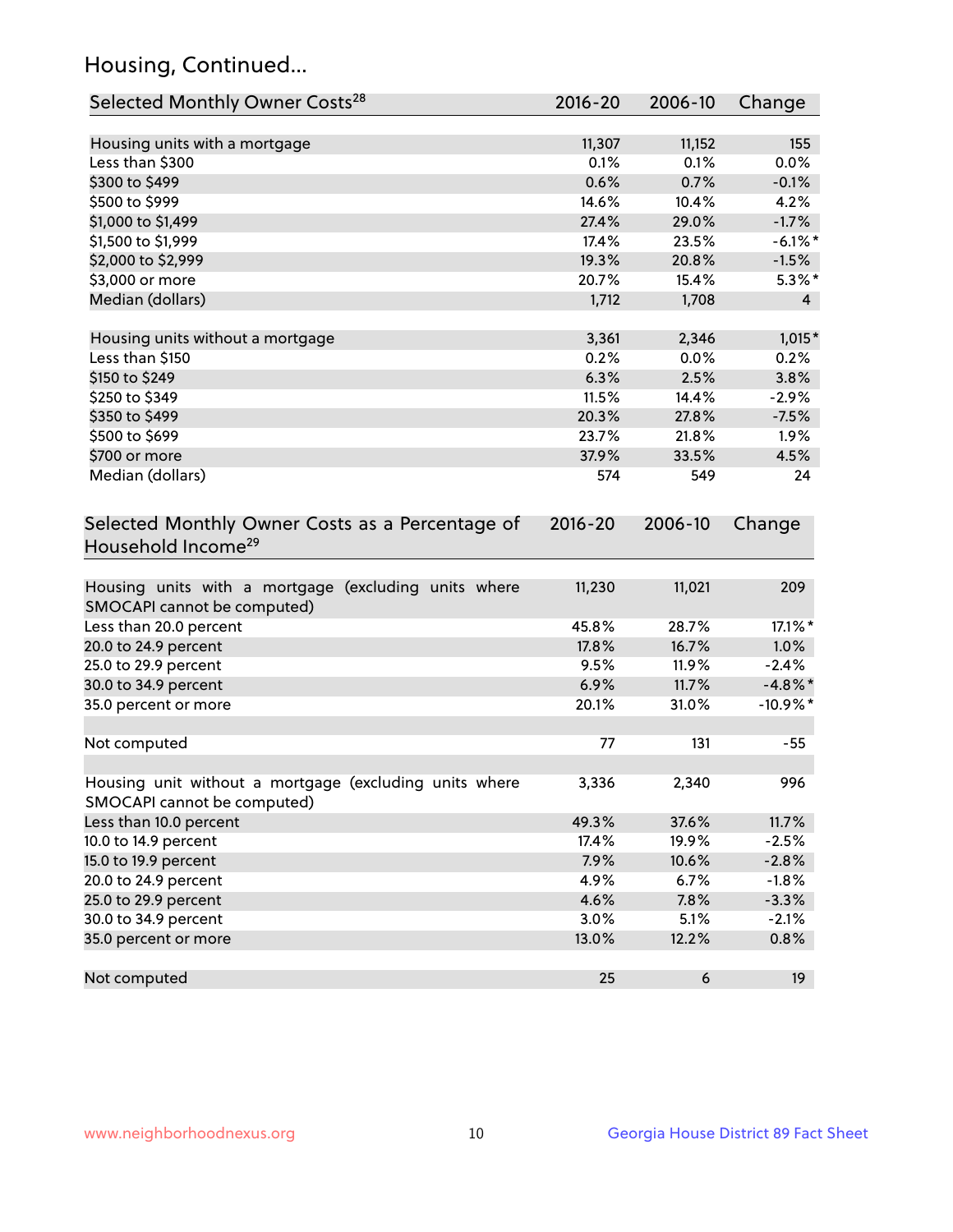## Housing, Continued...

| Selected Monthly Owner Costs[28] | 2016-20 | 2006-10 | Change |
|---|---|---|---|
| Housing units with a mortgage | 11,307 | 11,152 | 155 |
| Less than $300 | 0.1% | 0.1% | 0.0% |
| $300 to $499 | 0.6% | 0.7% | -0.1% |
| $500 to $999 | 14.6% | 10.4% | 4.2% |
| $1,000 to $1,499 | 27.4% | 29.0% | -1.7% |
| $1,500 to $1,999 | 17.4% | 23.5% | -6.1%* |
| $2,000 to $2,999 | 19.3% | 20.8% | -1.5% |
| $3,000 or more | 20.7% | 15.4% | 5.3%* |
| Median (dollars) | 1,712 | 1,708 | 4 |
| | | | |
| Housing units without a mortgage | 3,361 | 2,346 | 1,015* |
| Less than $150 | 0.2% | 0.0% | 0.2% |
| $150 to $249 | 6.3% | 2.5% | 3.8% |
| $250 to $349 | 11.5% | 14.4% | -2.9% |
| $350 to $499 | 20.3% | 27.8% | -7.5% |
| $500 to $699 | 23.7% | 21.8% | 1.9% |
| $700 or more | 37.9% | 33.5% | 4.5% |
| Median (dollars) | 574 | 549 | 24 |

| Selected Monthly Owner Costs as a Percentage of Household Income[29] | 2016-20 | 2006-10 | Change |
|---|---|---|---|
| Housing units with a mortgage (excluding units where SMOCAPI cannot be computed) | 11,230 | 11,021 | 209 |
| Less than 20.0 percent | 45.8% | 28.7% | 17.1%* |
| 20.0 to 24.9 percent | 17.8% | 16.7% | 1.0% |
| 25.0 to 29.9 percent | 9.5% | 11.9% | -2.4% |
| 30.0 to 34.9 percent | 6.9% | 11.7% | -4.8%* |
| 35.0 percent or more | 20.1% | 31.0% | -10.9%* |
| | | | |
| Not computed | 77 | 131 | -55 |
| | | | |
| Housing unit without a mortgage (excluding units where SMOCAPI cannot be computed) | 3,336 | 2,340 | 996 |
| Less than 10.0 percent | 49.3% | 37.6% | 11.7% |
| 10.0 to 14.9 percent | 17.4% | 19.9% | -2.5% |
| 15.0 to 19.9 percent | 7.9% | 10.6% | -2.8% |
| 20.0 to 24.9 percent | 4.9% | 6.7% | -1.8% |
| 25.0 to 29.9 percent | 4.6% | 7.8% | -3.3% |
| 30.0 to 34.9 percent | 3.0% | 5.1% | -2.1% |
| 35.0 percent or more | 13.0% | 12.2% | 0.8% |
| | | | |
| Not computed | 25 | 6 | 19 |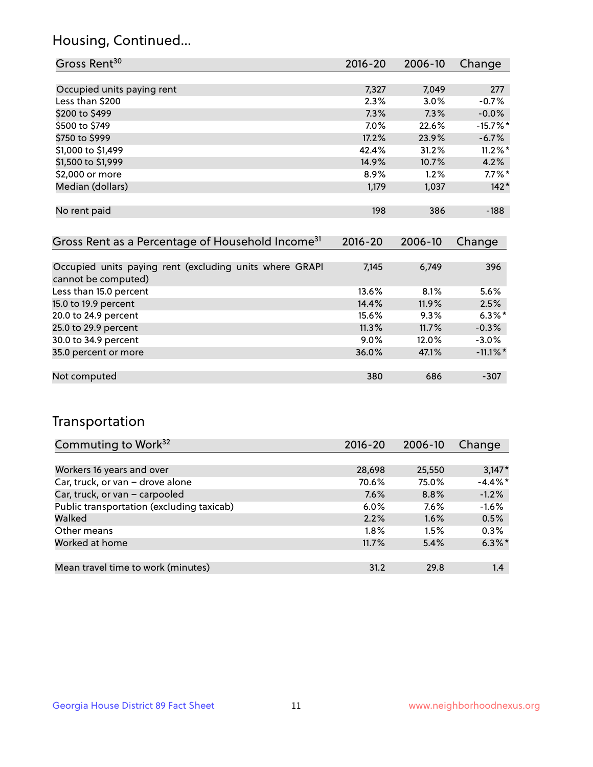## Housing, Continued...

| Gross Rent[30] | 2016-20 | 2006-10 | Change |
|---|---|---|---|
| Occupied units paying rent | 7,327 | 7,049 | 277 |
| Less than $200 | 2.3% | 3.0% | -0.7% |
| $200 to $499 | 7.3% | 7.3% | -0.0% |
| $500 to $749 | 7.0% | 22.6% | -15.7%* |
| $750 to $999 | 17.2% | 23.9% | -6.7% |
| $1,000 to $1,499 | 42.4% | 31.2% | 11.2%* |
| $1,500 to $1,999 | 14.9% | 10.7% | 4.2% |
| $2,000 or more | 8.9% | 1.2% | 7.7%* |
| Median (dollars) | 1,179 | 1,037 | 142* |
| No rent paid | 198 | 386 | -188 |

| Gross Rent as a Percentage of Household Income[31] | 2016-20 | 2006-10 | Change |
|---|---|---|---|
| Occupied units paying rent (excluding units where GRAPI cannot be computed) | 7,145 | 6,749 | 396 |
| Less than 15.0 percent | 13.6% | 8.1% | 5.6% |
| 15.0 to 19.9 percent | 14.4% | 11.9% | 2.5% |
| 20.0 to 24.9 percent | 15.6% | 9.3% | 6.3%* |
| 25.0 to 29.9 percent | 11.3% | 11.7% | -0.3% |
| 30.0 to 34.9 percent | 9.0% | 12.0% | -3.0% |
| 35.0 percent or more | 36.0% | 47.1% | -11.1%* |
| Not computed | 380 | 686 | -307 |

## Transportation

| Commuting to Work[32] | 2016-20 | 2006-10 | Change |
|---|---|---|---|
| Workers 16 years and over | 28,698 | 25,550 | 3,147* |
| Car, truck, or van – drove alone | 70.6% | 75.0% | -4.4%* |
| Car, truck, or van – carpooled | 7.6% | 8.8% | -1.2% |
| Public transportation (excluding taxicab) | 6.0% | 7.6% | -1.6% |
| Walked | 2.2% | 1.6% | 0.5% |
| Other means | 1.8% | 1.5% | 0.3% |
| Worked at home | 11.7% | 5.4% | 6.3%* |
| Mean travel time to work (minutes) | 31.2 | 29.8 | 1.4 |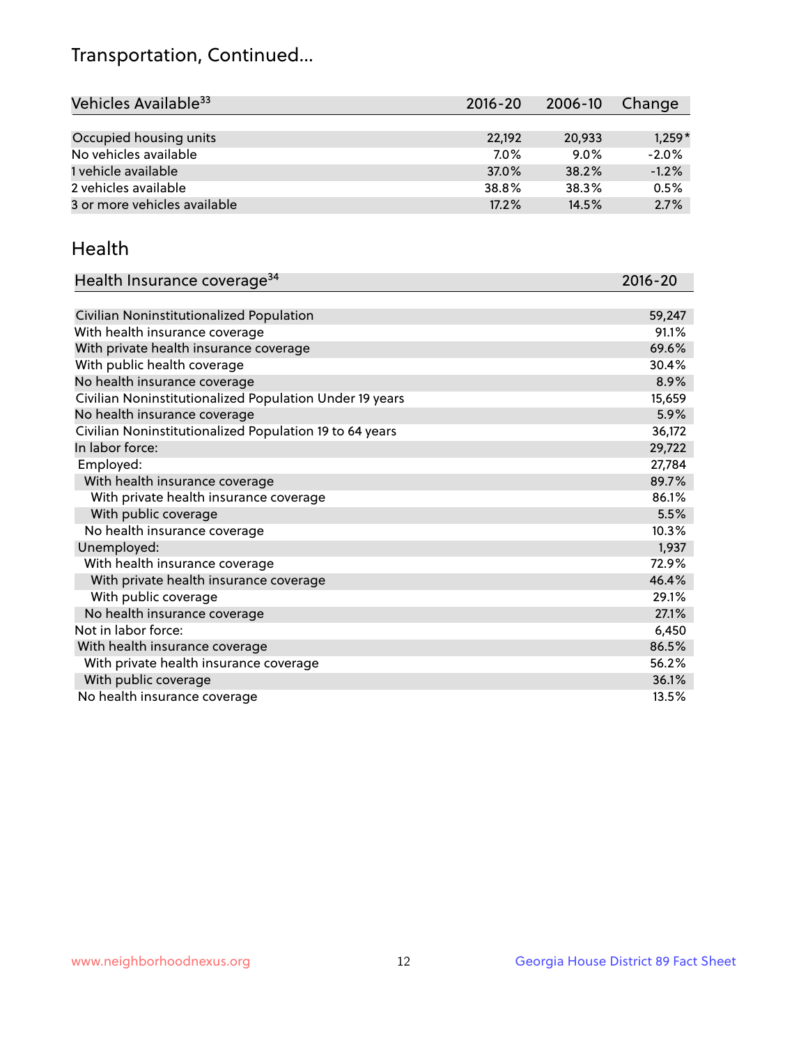## Transportation, Continued...

| Vehicles Available[33] | 2016-20 | 2006-10 | Change |
|---|---|---|---|
| Occupied housing units | 22,192 | 20,933 | 1,259* |
| No vehicles available | 7.0% | 9.0% | -2.0% |
| 1 vehicle available | 37.0% | 38.2% | -1.2% |
| 2 vehicles available | 38.8% | 38.3% | 0.5% |
| 3 or more vehicles available | 17.2% | 14.5% | 2.7% |

## Health

| Health Insurance coverage[34] | 2016-20 |
|---|---|
| Civilian Noninstitutionalized Population | 59,247 |
| With health insurance coverage | 91.1% |
| With private health insurance coverage | 69.6% |
| With public health coverage | 30.4% |
| No health insurance coverage | 8.9% |
| Civilian Noninstitutionalized Population Under 19 years | 15,659 |
| No health insurance coverage | 5.9% |
| Civilian Noninstitutionalized Population 19 to 64 years | 36,172 |
| In labor force: | 29,722 |
| Employed: | 27,784 |
| With health insurance coverage | 89.7% |
| With private health insurance coverage | 86.1% |
| With public coverage | 5.5% |
| No health insurance coverage | 10.3% |
| Unemployed: | 1,937 |
| With health insurance coverage | 72.9% |
| With private health insurance coverage | 46.4% |
| With public coverage | 29.1% |
| No health insurance coverage | 27.1% |
| Not in labor force: | 6,450 |
| With health insurance coverage | 86.5% |
| With private health insurance coverage | 56.2% |
| With public coverage | 36.1% |
| No health insurance coverage | 13.5% |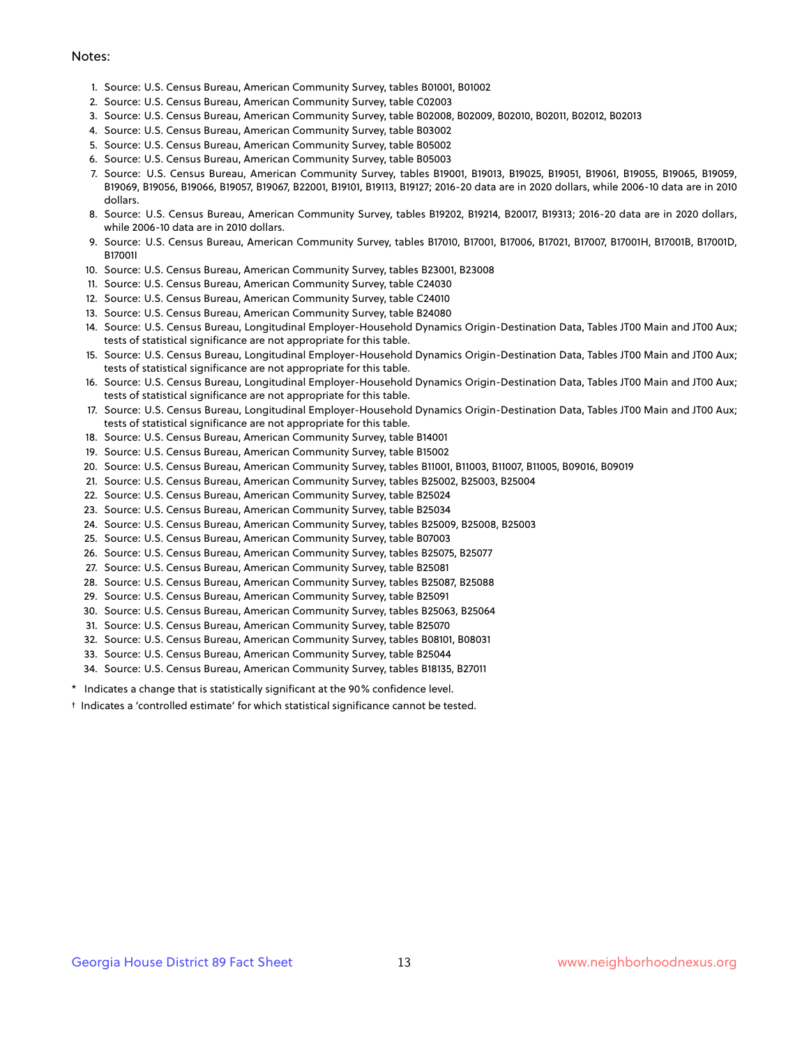Notes:

1. Source: U.S. Census Bureau, American Community Survey, tables B01001, B01002
2. Source: U.S. Census Bureau, American Community Survey, table C02003
3. Source: U.S. Census Bureau, American Community Survey, table B02008, B02009, B02010, B02011, B02012, B02013
4. Source: U.S. Census Bureau, American Community Survey, table B03002
5. Source: U.S. Census Bureau, American Community Survey, table B05002
6. Source: U.S. Census Bureau, American Community Survey, table B05003
7. Source: U.S. Census Bureau, American Community Survey, tables B19001, B19013, B19025, B19051, B19061, B19055, B19065, B19059, B19069, B19056, B19066, B19057, B19067, B22001, B19101, B19113, B19127; 2016-20 data are in 2020 dollars, while 2006-10 data are in 2010 dollars.
8. Source: U.S. Census Bureau, American Community Survey, tables B19202, B19214, B20017, B19313; 2016-20 data are in 2020 dollars, while 2006-10 data are in 2010 dollars.
9. Source: U.S. Census Bureau, American Community Survey, tables B17010, B17001, B17006, B17021, B17007, B17001H, B17001B, B17001D, B17001I
10. Source: U.S. Census Bureau, American Community Survey, tables B23001, B23008
11. Source: U.S. Census Bureau, American Community Survey, table C24030
12. Source: U.S. Census Bureau, American Community Survey, table C24010
13. Source: U.S. Census Bureau, American Community Survey, table B24080
14. Source: U.S. Census Bureau, Longitudinal Employer-Household Dynamics Origin-Destination Data, Tables JT00 Main and JT00 Aux; tests of statistical significance are not appropriate for this table.
15. Source: U.S. Census Bureau, Longitudinal Employer-Household Dynamics Origin-Destination Data, Tables JT00 Main and JT00 Aux; tests of statistical significance are not appropriate for this table.
16. Source: U.S. Census Bureau, Longitudinal Employer-Household Dynamics Origin-Destination Data, Tables JT00 Main and JT00 Aux; tests of statistical significance are not appropriate for this table.
17. Source: U.S. Census Bureau, Longitudinal Employer-Household Dynamics Origin-Destination Data, Tables JT00 Main and JT00 Aux; tests of statistical significance are not appropriate for this table.
18. Source: U.S. Census Bureau, American Community Survey, table B14001
19. Source: U.S. Census Bureau, American Community Survey, table B15002
20. Source: U.S. Census Bureau, American Community Survey, tables B11001, B11003, B11007, B11005, B09016, B09019
21. Source: U.S. Census Bureau, American Community Survey, tables B25002, B25003, B25004
22. Source: U.S. Census Bureau, American Community Survey, table B25024
23. Source: U.S. Census Bureau, American Community Survey, table B25034
24. Source: U.S. Census Bureau, American Community Survey, tables B25009, B25008, B25003
25. Source: U.S. Census Bureau, American Community Survey, table B07003
26. Source: U.S. Census Bureau, American Community Survey, tables B25075, B25077
27. Source: U.S. Census Bureau, American Community Survey, table B25081
28. Source: U.S. Census Bureau, American Community Survey, tables B25087, B25088
29. Source: U.S. Census Bureau, American Community Survey, table B25091
30. Source: U.S. Census Bureau, American Community Survey, tables B25063, B25064
31. Source: U.S. Census Bureau, American Community Survey, table B25070
32. Source: U.S. Census Bureau, American Community Survey, tables B08101, B08031
33. Source: U.S. Census Bureau, American Community Survey, table B25044
34. Source: U.S. Census Bureau, American Community Survey, tables B18135, B27011

\* Indicates a change that is statistically significant at the 90% confidence level.

† Indicates a 'controlled estimate' for which statistical significance cannot be tested.